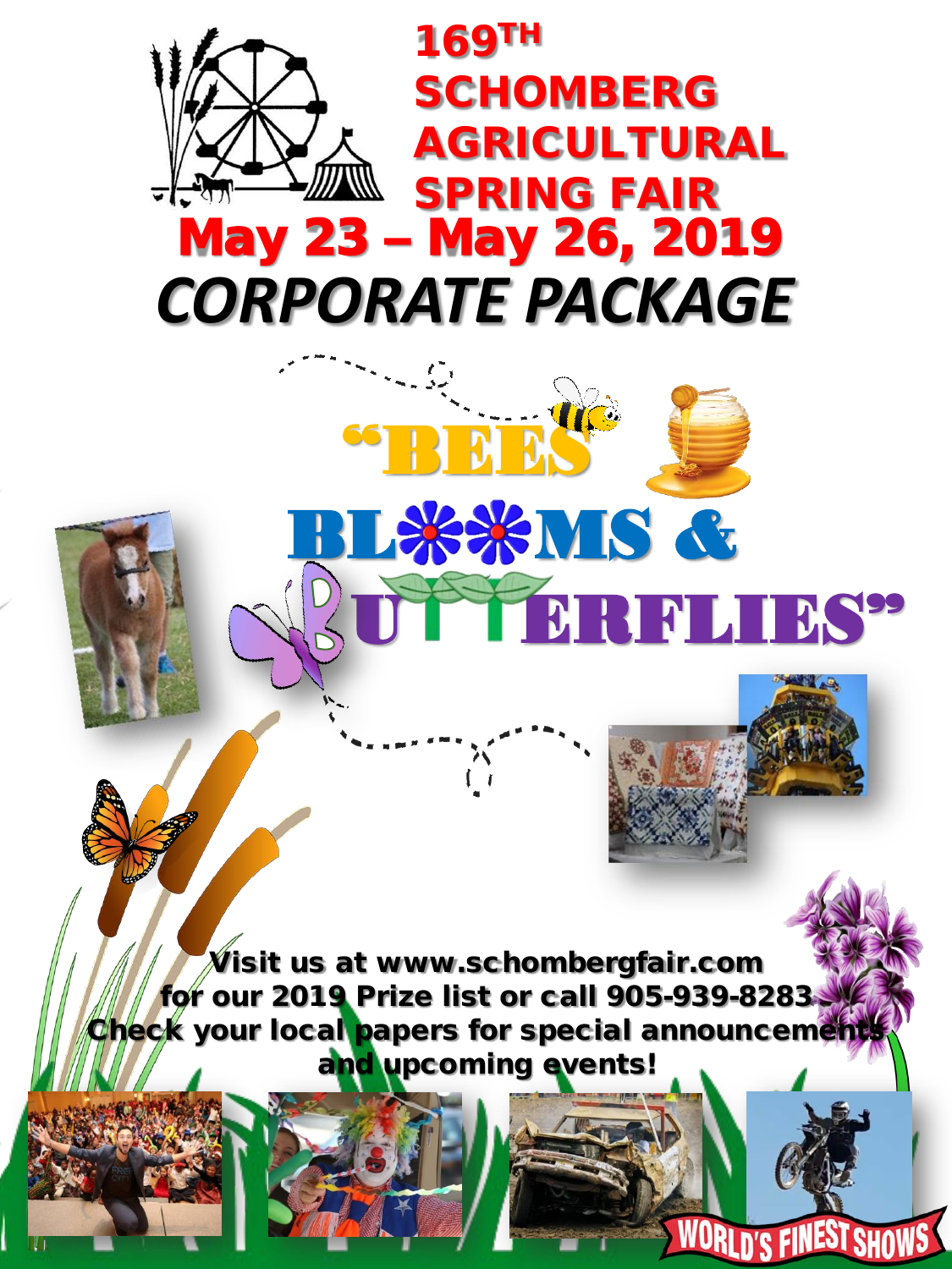# 169TH SCHOMBERG AGRICULTURAL SPRING FAIR

# May 23 – May 26, 2019

# *CORPORATE PACKAGE*

## "BEES BLOOMS & BUTTERFLIES"

**Visit us at www.schombergfair.com for our 2019 Prize list or call 905-939-8283. Check your local papers for special announcements and upcoming events!**

WORLD'S FINEST SHOWS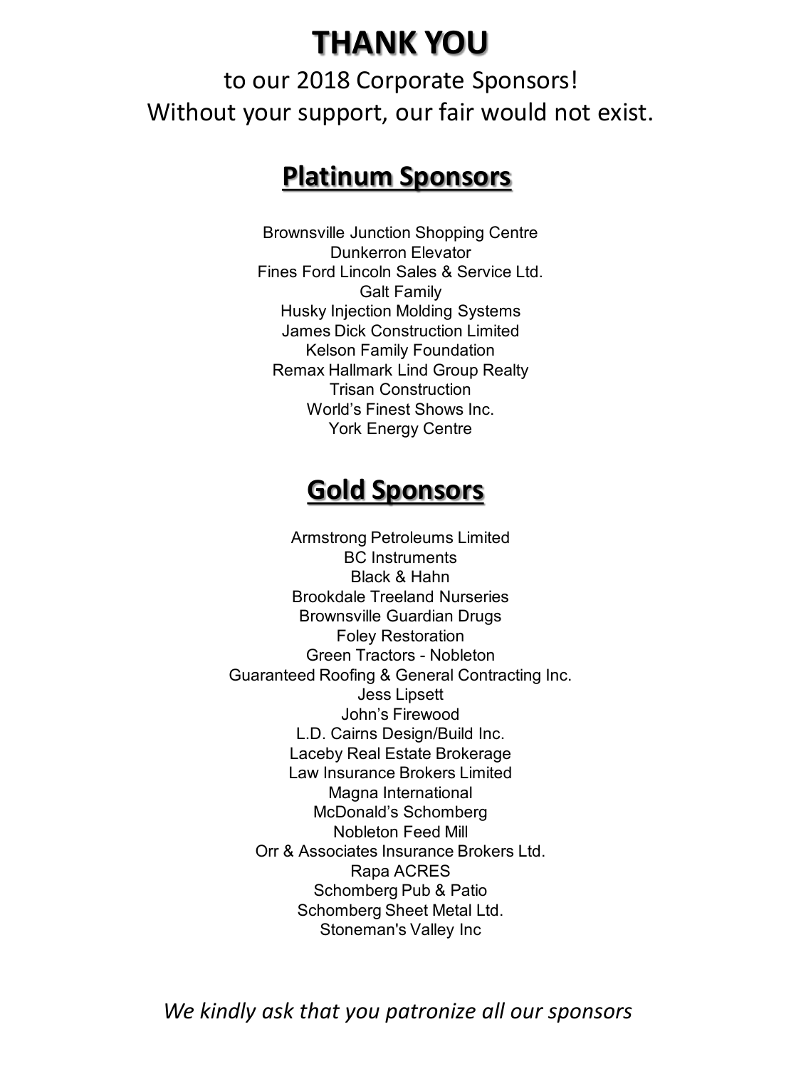# THANK YOU

to our 2018 Corporate Sponsors!
Without your support, our fair would not exist.

## Platinum Sponsors

Brownsville Junction Shopping Centre
Dunkerron Elevator
Fines Ford Lincoln Sales & Service Ltd.
Galt Family
Husky Injection Molding Systems
James Dick Construction Limited
Kelson Family Foundation
Remax Hallmark Lind Group Realty
Trisan Construction
World's Finest Shows Inc.
York Energy Centre

## Gold Sponsors

Armstrong Petroleums Limited
BC Instruments
Black & Hahn
Brookdale Treeland Nurseries
Brownsville Guardian Drugs
Foley Restoration
Green Tractors - Nobleton
Guaranteed Roofing & General Contracting Inc.
Jess Lipsett
John's Firewood
L.D. Cairns Design/Build Inc.
Laceby Real Estate Brokerage
Law Insurance Brokers Limited
Magna International
McDonald's Schomberg
Nobleton Feed Mill
Orr & Associates Insurance Brokers Ltd.
Rapa ACRES
Schomberg Pub & Patio
Schomberg Sheet Metal Ltd.
Stoneman's Valley Inc

*We kindly ask that you patronize all our sponsors*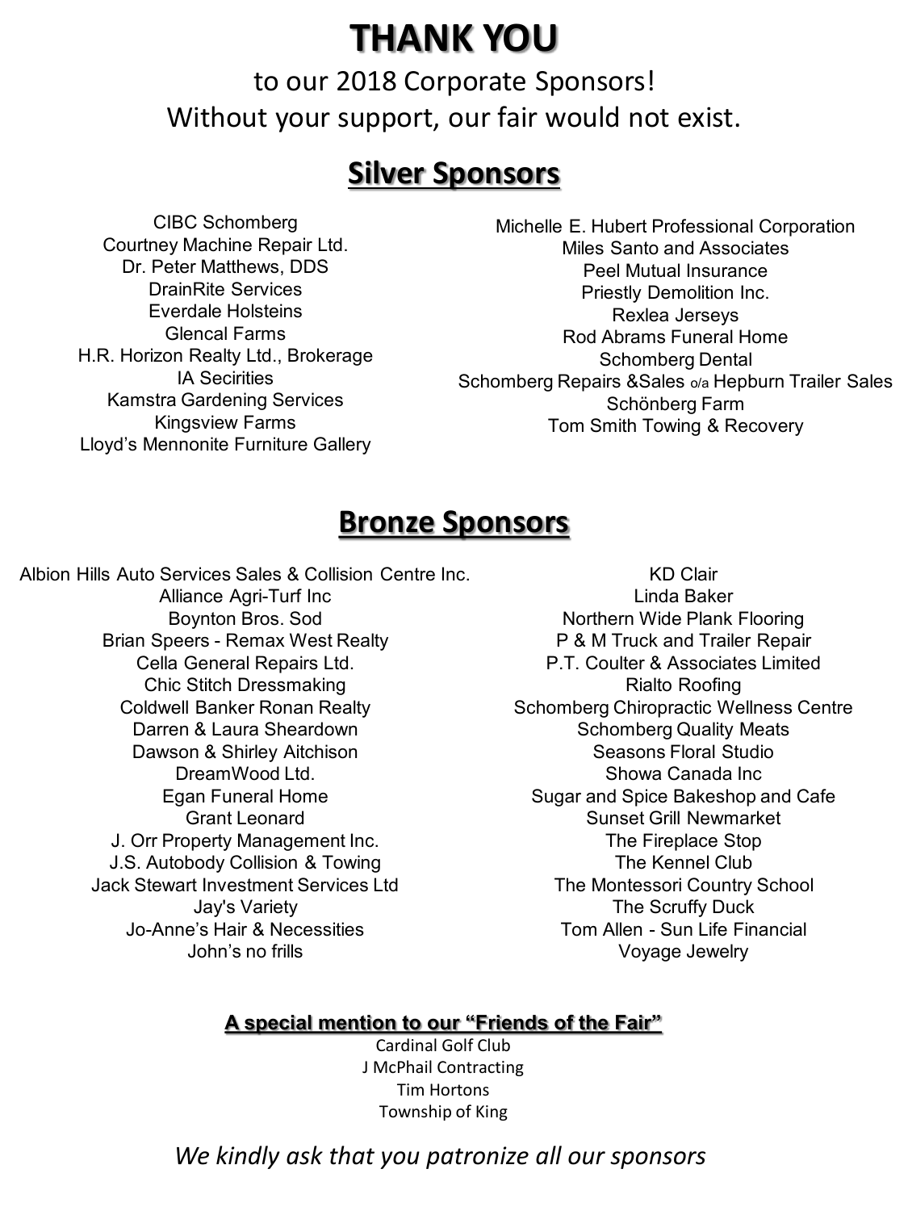# THANK YOU

to our 2018 Corporate Sponsors!
Without your support, our fair would not exist.

## Silver Sponsors

CIBC Schomberg
Courtney Machine Repair Ltd.
Dr. Peter Matthews, DDS
DrainRite Services
Everdale Holsteins
Glencal Farms
H.R. Horizon Realty Ltd., Brokerage
IA Secirities
Kamstra Gardening Services
Kingsview Farms
Lloyd's Mennonite Furniture Gallery
Michelle E. Hubert Professional Corporation
Miles Santo and Associates
Peel Mutual Insurance
Priestly Demolition Inc.
Rexlea Jerseys
Rod Abrams Funeral Home
Schomberg Dental
Schomberg Repairs &Sales o/a Hepburn Trailer Sales
Schönberg Farm
Tom Smith Towing & Recovery

## Bronze Sponsors

Albion Hills Auto Services Sales & Collision Centre Inc.
Alliance Agri-Turf Inc
Boynton Bros. Sod
Brian Speers - Remax West Realty
Cella General Repairs Ltd.
Chic Stitch Dressmaking
Coldwell Banker Ronan Realty
Darren & Laura Sheardown
Dawson & Shirley Aitchison
DreamWood Ltd.
Egan Funeral Home
Grant Leonard
J. Orr Property Management Inc.
J.S. Autobody Collision & Towing
Jack Stewart Investment Services Ltd
Jay's Variety
Jo-Anne's Hair & Necessities
John's no frills
KD Clair
Linda Baker
Northern Wide Plank Flooring
P & M Truck and Trailer Repair
P.T. Coulter & Associates Limited
Rialto Roofing
Schomberg Chiropractic Wellness Centre
Schomberg Quality Meats
Seasons Floral Studio
Showa Canada Inc
Sugar and Spice Bakeshop and Cafe
Sunset Grill Newmarket
The Fireplace Stop
The Kennel Club
The Montessori Country School
The Scruffy Duck
Tom Allen - Sun Life Financial
Voyage Jewelry

### A special mention to our "Friends of the Fair"

Cardinal Golf Club
J McPhail Contracting
Tim Hortons
Township of King

*We kindly ask that you patronize all our sponsors*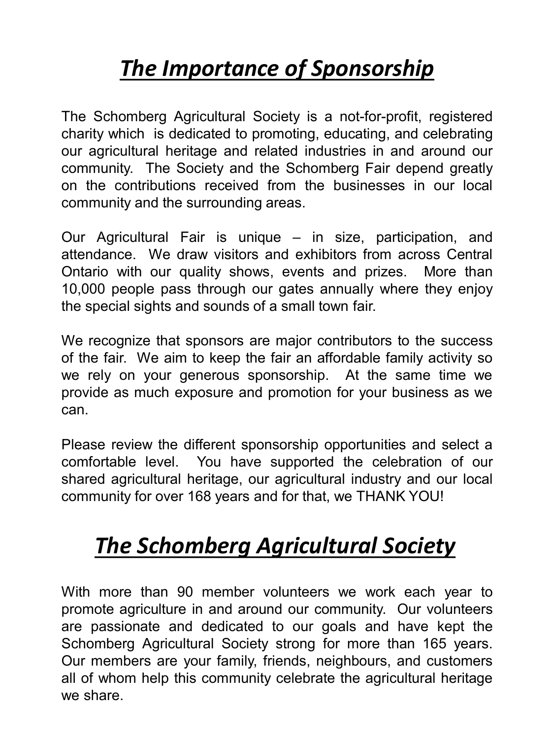# *The Importance of Sponsorship*

The Schomberg Agricultural Society is a not-for-profit, registered charity which is dedicated to promoting, educating, and celebrating our agricultural heritage and related industries in and around our community. The Society and the Schomberg Fair depend greatly on the contributions received from the businesses in our local community and the surrounding areas.

Our Agricultural Fair is unique – in size, participation, and attendance. We draw visitors and exhibitors from across Central Ontario with our quality shows, events and prizes. More than 10,000 people pass through our gates annually where they enjoy the special sights and sounds of a small town fair.

We recognize that sponsors are major contributors to the success of the fair. We aim to keep the fair an affordable family activity so we rely on your generous sponsorship. At the same time we provide as much exposure and promotion for your business as we can.

Please review the different sponsorship opportunities and select a comfortable level. You have supported the celebration of our shared agricultural heritage, our agricultural industry and our local community for over 168 years and for that, we THANK YOU!

# *The Schomberg Agricultural Society*

With more than 90 member volunteers we work each year to promote agriculture in and around our community. Our volunteers are passionate and dedicated to our goals and have kept the Schomberg Agricultural Society strong for more than 165 years. Our members are your family, friends, neighbours, and customers all of whom help this community celebrate the agricultural heritage we share.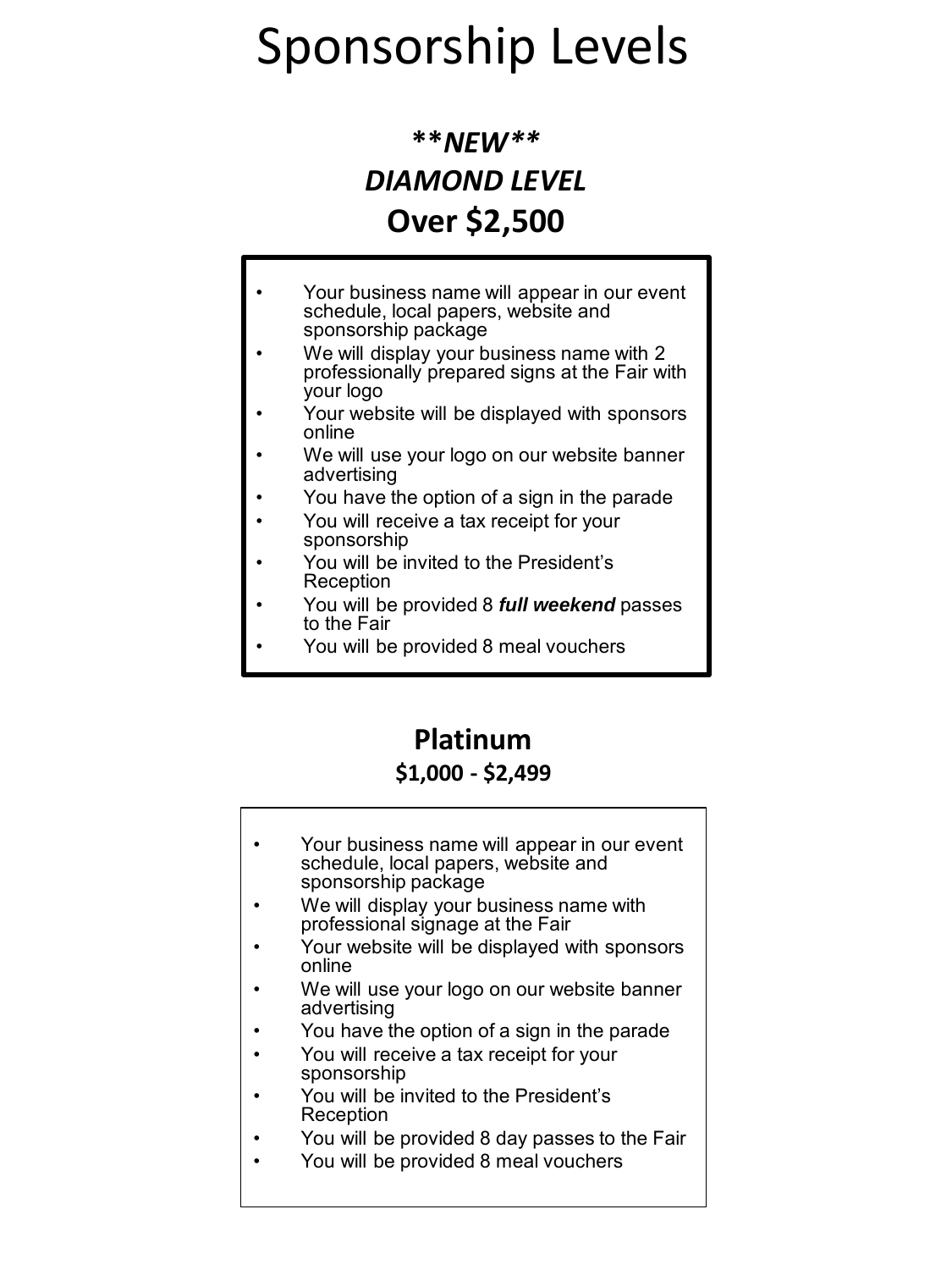# Sponsorship Levels

## ***\*\*NEW\*\****

## ***DIAMOND LEVEL***

## **Over $2,500**

- Your business name will appear in our event schedule, local papers, website and sponsorship package
- We will display your business name with 2 professionally prepared signs at the Fair with your logo
- Your website will be displayed with sponsors online
- We will use your logo on our website banner advertising
- You have the option of a sign in the parade
- You will receive a tax receipt for your sponsorship
- You will be invited to the President's Reception
- You will be provided 8 ***full weekend*** passes to the Fair
- You will be provided 8 meal vouchers

## **Platinum**

### **$1,000 - $2,499**

- Your business name will appear in our event schedule, local papers, website and sponsorship package
- We will display your business name with professional signage at the Fair
- Your website will be displayed with sponsors online
- We will use your logo on our website banner advertising
- You have the option of a sign in the parade
- You will receive a tax receipt for your sponsorship
- You will be invited to the President's Reception
- You will be provided 8 day passes to the Fair
- You will be provided 8 meal vouchers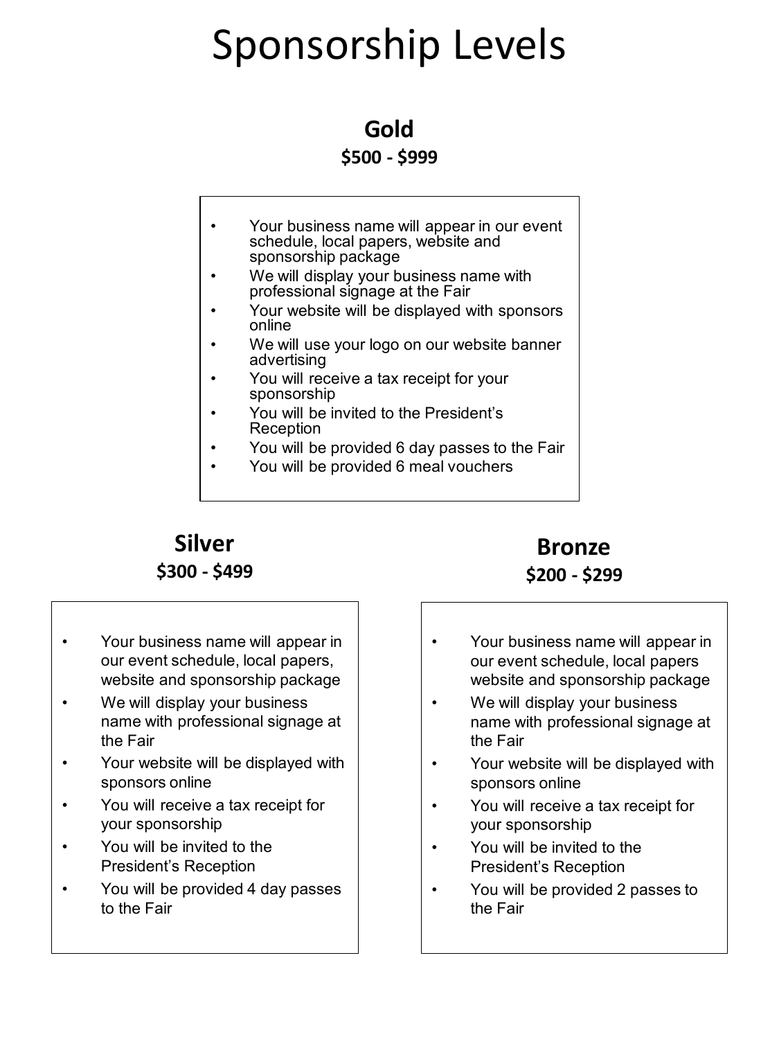# Sponsorship Levels

## Gold

**$500 - $999**

- Your business name will appear in our event schedule, local papers, website and sponsorship package
- We will display your business name with professional signage at the Fair
- Your website will be displayed with sponsors online
- We will use your logo on our website banner advertising
- You will receive a tax receipt for your sponsorship
- You will be invited to the President's Reception
- You will be provided 6 day passes to the Fair
- You will be provided 6 meal vouchers

## Silver

**$300 - $499**

- Your business name will appear in our event schedule, local papers, website and sponsorship package
- We will display your business name with professional signage at the Fair
- Your website will be displayed with sponsors online
- You will receive a tax receipt for your sponsorship
- You will be invited to the President's Reception
- You will be provided 4 day passes to the Fair

## Bronze

**$200 - $299**

- Your business name will appear in our event schedule, local papers website and sponsorship package
- We will display your business name with professional signage at the Fair
- Your website will be displayed with sponsors online
- You will receive a tax receipt for your sponsorship
- You will be invited to the President's Reception
- You will be provided 2 passes to the Fair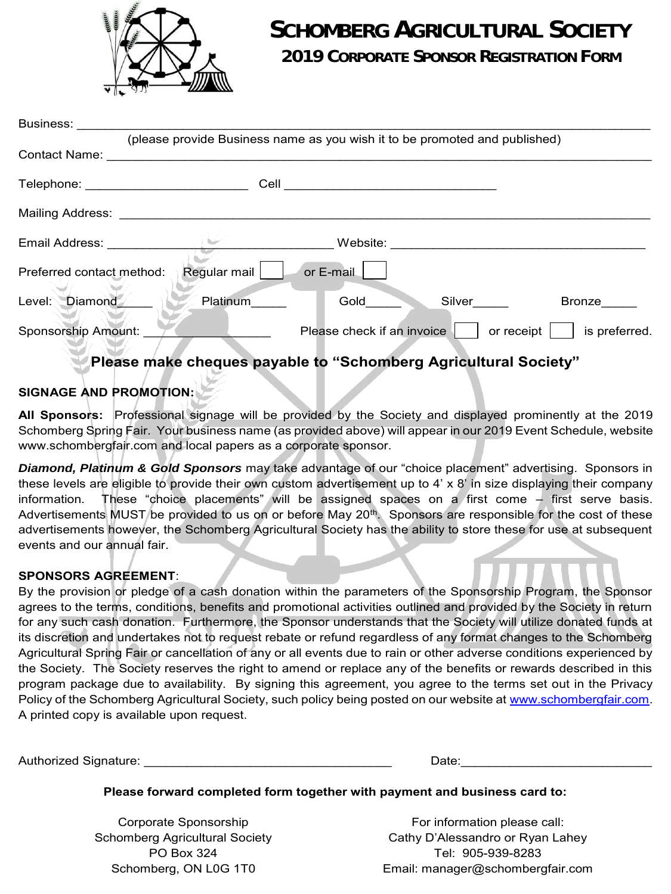# SCHOMBERG AGRICULTURAL SOCIETY

## 2019 CORPORATE SPONSOR REGISTRATION FORM

Business: ______________________________________________________________________________

(please provide Business name as you wish it to be promoted and published)

Contact Name: __________________________________________________________________________

Telephone: ______________________ Cell ____________________________

Mailing Address: ________________________________________________________________________

Email Address: ______________________________ Website: ________________________________

Preferred contact method: Regular mail ☐ or E-mail ☐

Level: Diamond_____ Platinum_____ Gold_____ Silver_____ Bronze_____

Sponsorship Amount: __________________ Please check if an invoice ☐ or receipt ☐ is preferred.

**Please make cheques payable to "Schomberg Agricultural Society"**

**SIGNAGE AND PROMOTION:**

**All Sponsors:** Professional signage will be provided by the Society and displayed prominently at the 2019 Schomberg Spring Fair. Your business name (as provided above) will appear in our 2019 Event Schedule, website www.schombergfair.com and local papers as a corporate sponsor.

***Diamond, Platinum & Gold Sponsors*** may take advantage of our "choice placement" advertising. Sponsors in these levels are eligible to provide their own custom advertisement up to 4' x 8' in size displaying their company information. These "choice placements" will be assigned spaces on a first come – first serve basis. Advertisements MUST be provided to us on or before May 20th. Sponsors are responsible for the cost of these advertisements however, the Schomberg Agricultural Society has the ability to store these for use at subsequent events and our annual fair.

**SPONSORS AGREEMENT**:

By the provision or pledge of a cash donation within the parameters of the Sponsorship Program, the Sponsor agrees to the terms, conditions, benefits and promotional activities outlined and provided by the Society in return for any such cash donation. Furthermore, the Sponsor understands that the Society will utilize donated funds at its discretion and undertakes not to request rebate or refund regardless of any format changes to the Schomberg Agricultural Spring Fair or cancellation of any or all events due to rain or other adverse conditions experienced by the Society. The Society reserves the right to amend or replace any of the benefits or rewards described in this program package due to availability. By signing this agreement, you agree to the terms set out in the Privacy Policy of the Schomberg Agricultural Society, such policy being posted on our website at www.schombergfair.com. A printed copy is available upon request.

Authorized Signature: ________________________________ Date:__________________________

**Please forward completed form together with payment and business card to:**

Corporate Sponsorship
Schomberg Agricultural Society
PO Box 324
Schomberg, ON L0G 1T0

For information please call:
Cathy D'Alessandro or Ryan Lahey
Tel: 905-939-8283
Email: manager@schombergfair.com